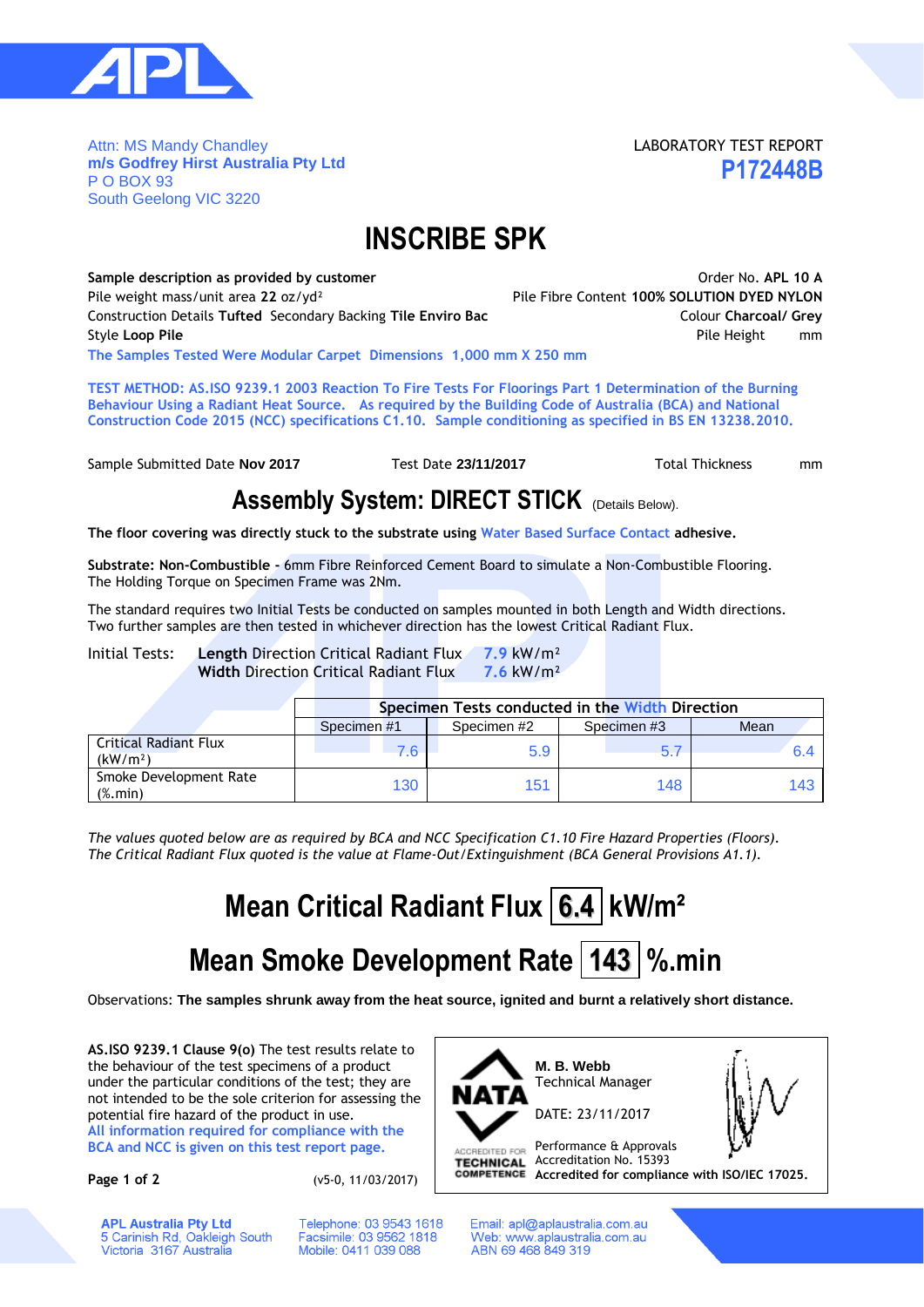Attn: MS Mandy Chandley
**m/s Godfrey Hirst Australia Pty Ltd**
P O BOX 93
South Geelong VIC 3220

LABORATORY TEST REPORT
**P172448B**

# INSCRIBE SPK

**Sample description as provided by customer** — Order No. **APL 10 A**

Pile weight mass/unit area **22** oz/yd² — Pile Fibre Content **100% SOLUTION DYED NYLON**

Construction Details **Tufted** Secondary Backing **Tile Enviro Bac** — Colour **Charcoal/ Grey**

Style **Loop Pile** — Pile Height mm

**The Samples Tested Were Modular Carpet Dimensions 1,000 mm X 250 mm**

**TEST METHOD: AS.ISO 9239.1 2003 Reaction To Fire Tests For Floorings Part 1 Determination of the Burning Behaviour Using a Radiant Heat Source. As required by the Building Code of Australia (BCA) and National Construction Code 2015 (NCC) specifications C1.10. Sample conditioning as specified in BS EN 13238.2010.**

Sample Submitted Date **Nov 2017** — Test Date **23/11/2017** — Total Thickness mm

## Assembly System: DIRECT STICK (Details Below).

**The floor covering was directly stuck to the substrate using Water Based Surface Contact adhesive.**

**Substrate: Non-Combustible -** 6mm Fibre Reinforced Cement Board to simulate a Non-Combustible Flooring.
The Holding Torque on Specimen Frame was 2Nm.

The standard requires two Initial Tests be conducted on samples mounted in both Length and Width directions.
Two further samples are then tested in whichever direction has the lowest Critical Radiant Flux.

Initial Tests:
- **Length** Direction Critical Radiant Flux **7.9** kW/m²
- **Width** Direction Critical Radiant Flux **7.6** kW/m²

| | Specimen Tests conducted in the Width Direction | | | |
|---|---|---|---|---|
| | Specimen #1 | Specimen #2 | Specimen #3 | Mean |
| Critical Radiant Flux (kW/m²) | 7.6 | 5.9 | 5.7 | 6.4 |
| Smoke Development Rate (%.min) | 130 | 151 | 148 | 143 |

*The values quoted below are as required by BCA and NCC Specification C1.10 Fire Hazard Properties (Floors).*
*The Critical Radiant Flux quoted is the value at Flame-Out/Extinguishment (BCA General Provisions A1.1).*

## Mean Critical Radiant Flux 6.4 kW/m²

## Mean Smoke Development Rate 143 %.min

Observations: **The samples shrunk away from the heat source, ignited and burnt a relatively short distance.**

**AS.ISO 9239.1 Clause 9(o)** The test results relate to the behaviour of the test specimens of a product under the particular conditions of the test; they are not intended to be the sole criterion for assessing the potential fire hazard of the product in use.
**All information required for compliance with the BCA and NCC is given on this test report page.**

(v5-0, 11/03/2017)

NATA — ACCREDITED FOR TECHNICAL COMPETENCE

**M. B. Webb**
Technical Manager

DATE: 23/11/2017

Performance & Approvals
Accreditation No. 15393
**Accredited for compliance with ISO/IEC 17025.**

**APL Australia Pty Ltd**
5 Carinish Rd, Oakleigh South
Victoria 3167 Australia

Telephone: 03 9543 1618
Facsimile: 03 9562 1818
Mobile: 0411 039 088

Email: apl@aplaustralia.com.au
Web: www.aplaustralia.com.au
ABN 69 468 849 319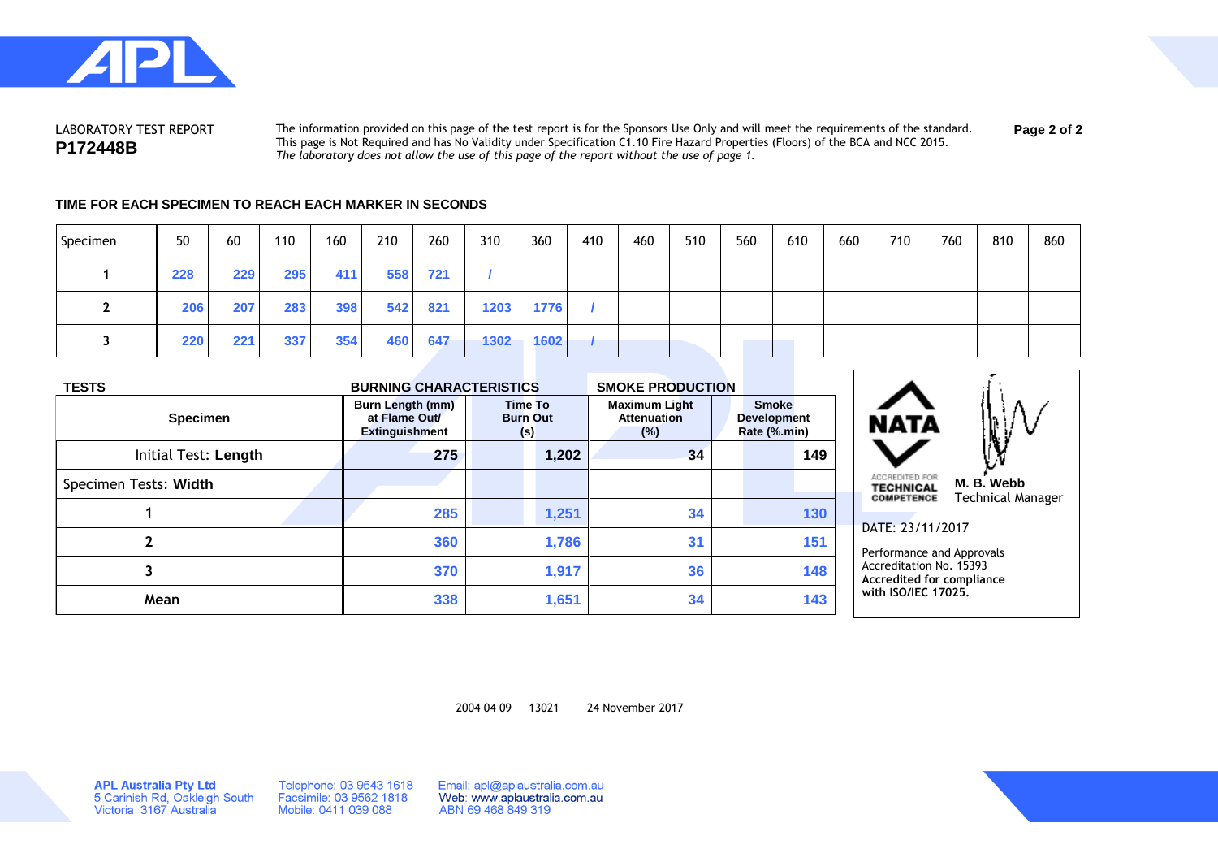LABORATORY TEST REPORT
**P172448B**

The information provided on this page of the test report is for the Sponsors Use Only and will meet the requirements of the standard.
This page is Not Required and has No Validity under Specification C1.10 Fire Hazard Properties (Floors) of the BCA and NCC 2015.
*The laboratory does not allow the use of this page of the report without the use of page 1.*

### TIME FOR EACH SPECIMEN TO REACH EACH MARKER IN SECONDS

| Specimen | 50 | 60 | 110 | 160 | 210 | 260 | 310 | 360 | 410 | 460 | 510 | 560 | 610 | 660 | 710 | 760 | 810 | 860 |
|---|---|---|---|---|---|---|---|---|---|---|---|---|---|---|---|---|---|---|
| 1 | 228 | 229 | 295 | 411 | 558 | 721 | / | | | | | | | | | | | |
| 2 | 206 | 207 | 283 | 398 | 542 | 821 | 1203 | 1776 | / | | | | | | | | | |
| 3 | 220 | 221 | 337 | 354 | 460 | 647 | 1302 | 1602 | / | | | | | | | | | |

| TESTS | BURNING CHARACTERISTICS | | SMOKE PRODUCTION | |
|---|---|---|---|---|
| Specimen | Burn Length (mm) at Flame Out/ Extinguishment | Time To Burn Out (s) | Maximum Light Attenuation (%) | Smoke Development Rate (%.min) |
| Initial Test: **Length** | 275 | 1,202 | 34 | 149 |
| Specimen Tests: **Width** | | | | |
| 1 | 285 | 1,251 | 34 | 130 |
| 2 | 360 | 1,786 | 31 | 151 |
| 3 | 370 | 1,917 | 36 | 148 |
| **Mean** | 338 | 1,651 | 34 | 143 |

NATA
ACCREDITED FOR TECHNICAL COMPETENCE

**M. B. Webb**
Technical Manager

DATE: 23/11/2017

Performance and Approvals
Accreditation No. 15393
**Accredited for compliance with ISO/IEC 17025.**

2004 04 09 13021 24 November 2017

**APL Australia Pty Ltd**
5 Carinish Rd, Oakleigh South
Victoria 3167 Australia

Telephone: 03 9543 1618
Facsimile: 03 9562 1818
Mobile: 0411 039 088

Email: apl@aplaustralia.com.au
Web: www.aplaustralia.com.au
ABN 69 468 849 319